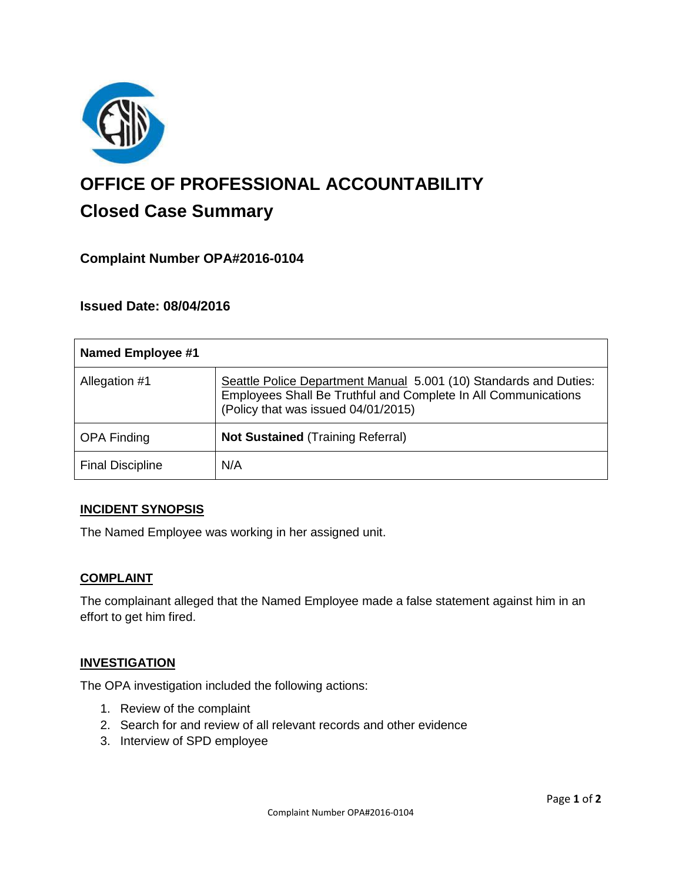# OFFICE OF PROFESSIONAL ACCOUNTABILITY

## Closed Case Summary

### Complaint Number OPA#2016-0104

### Issued Date: 08/04/2016

| **Named Employee #1** | |
|---|---|
| Allegation #1 | Seattle Police Department Manual 5.001 (10) Standards and Duties: Employees Shall Be Truthful and Complete In All Communications (Policy that was issued 04/01/2015) |
| OPA Finding | **Not Sustained** (Training Referral) |
| Final Discipline | N/A |

**INCIDENT SYNOPSIS**

The Named Employee was working in her assigned unit.

**COMPLAINT**

The complainant alleged that the Named Employee made a false statement against him in an effort to get him fired.

**INVESTIGATION**

The OPA investigation included the following actions:

1. Review of the complaint
2. Search for and review of all relevant records and other evidence
3. Interview of SPD employee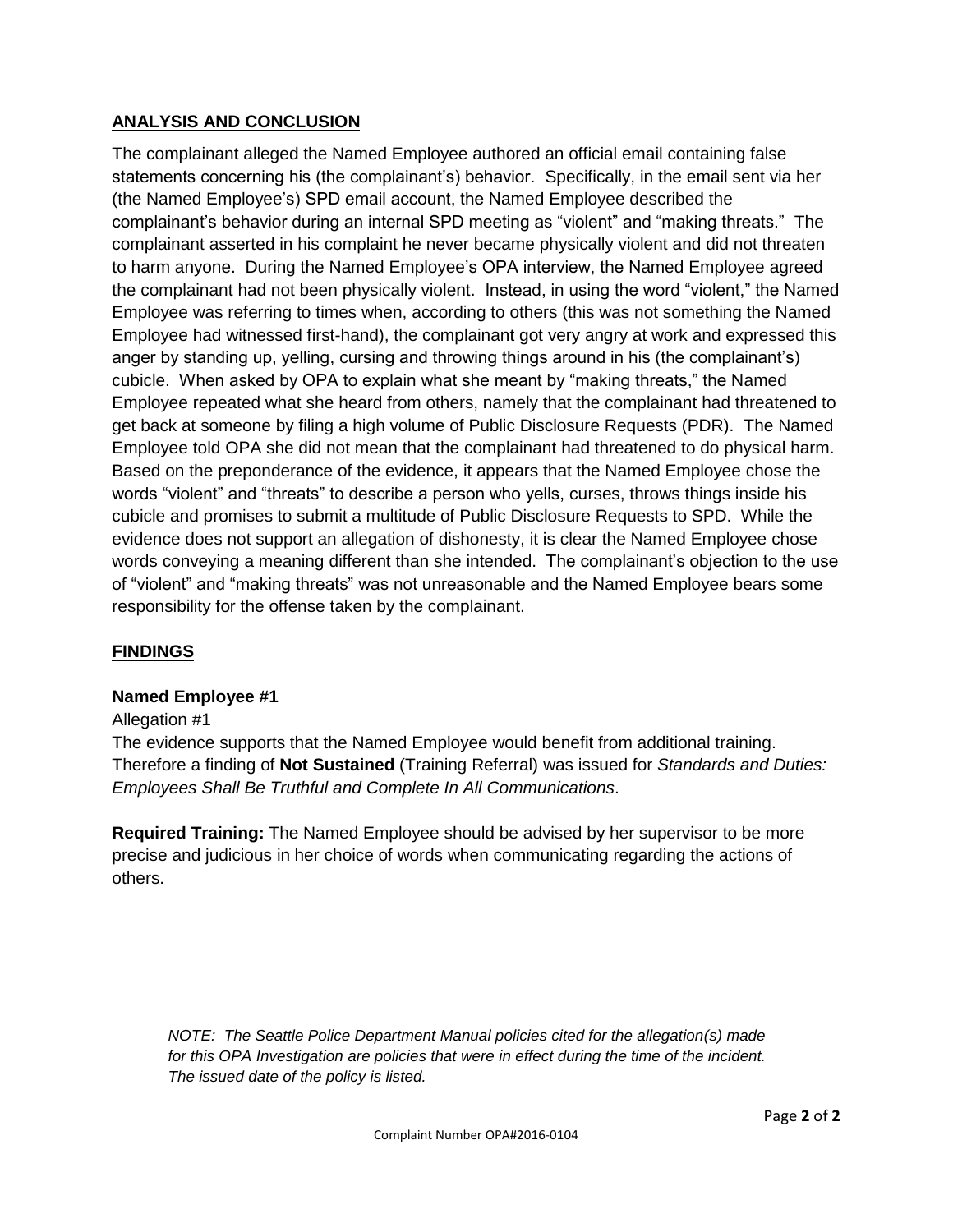## ANALYSIS AND CONCLUSION

The complainant alleged the Named Employee authored an official email containing false statements concerning his (the complainant's) behavior. Specifically, in the email sent via her (the Named Employee's) SPD email account, the Named Employee described the complainant's behavior during an internal SPD meeting as "violent" and "making threats." The complainant asserted in his complaint he never became physically violent and did not threaten to harm anyone. During the Named Employee's OPA interview, the Named Employee agreed the complainant had not been physically violent. Instead, in using the word "violent," the Named Employee was referring to times when, according to others (this was not something the Named Employee had witnessed first-hand), the complainant got very angry at work and expressed this anger by standing up, yelling, cursing and throwing things around in his (the complainant's) cubicle. When asked by OPA to explain what she meant by "making threats," the Named Employee repeated what she heard from others, namely that the complainant had threatened to get back at someone by filing a high volume of Public Disclosure Requests (PDR). The Named Employee told OPA she did not mean that the complainant had threatened to do physical harm. Based on the preponderance of the evidence, it appears that the Named Employee chose the words "violent" and "threats" to describe a person who yells, curses, throws things inside his cubicle and promises to submit a multitude of Public Disclosure Requests to SPD. While the evidence does not support an allegation of dishonesty, it is clear the Named Employee chose words conveying a meaning different than she intended. The complainant's objection to the use of "violent" and "making threats" was not unreasonable and the Named Employee bears some responsibility for the offense taken by the complainant.

## FINDINGS

### Named Employee #1

Allegation #1

The evidence supports that the Named Employee would benefit from additional training. Therefore a finding of **Not Sustained** (Training Referral) was issued for *Standards and Duties: Employees Shall Be Truthful and Complete In All Communications*.

**Required Training:** The Named Employee should be advised by her supervisor to be more precise and judicious in her choice of words when communicating regarding the actions of others.

*NOTE: The Seattle Police Department Manual policies cited for the allegation(s) made for this OPA Investigation are policies that were in effect during the time of the incident. The issued date of the policy is listed.*

Complaint Number OPA#2016-0104